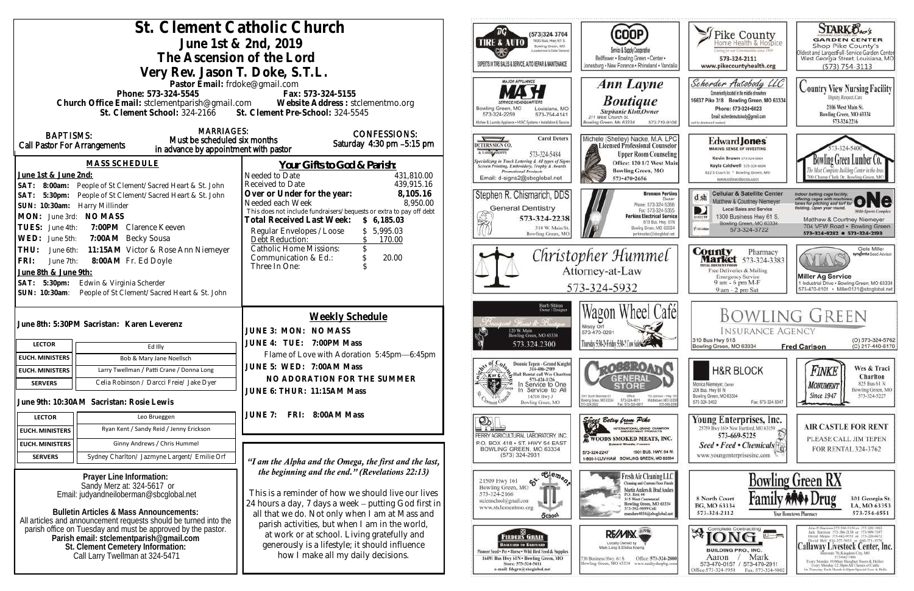# St. Clement Catholic Church

## June 1st & 2nd, 2019

## The Ascension of the Lord

## Very Rev. Jason T. Doke, S.T.L.

**Pastor Email:** frdoke@gmail.com

**Phone:** 573-324-5545  **Fax:** 573-324-5155

**Church Office Email:** stclementparish@gmail.com  **Website Address:** stclementmo.org

**St. Clement School:** 324-2166  **St. Clement Pre-School:** 324-5545

**BAPTISMS:** Call Pastor For Arrangements

**MARRIAGES:** Must be scheduled six months in advance by appointment with pastor

**CONFESSIONS:** Saturday 4:30 pm –5:15 pm

### MASS SCHEDULE

**June 1st & June 2nd:**

**SAT: 8:00am:** People of St Clement/Sacred Heart & St. John
**SAT: 5:30pm:** People of St Clement/Sacred Heart & St. John
**SUN: 10:30am:** Harry Millinder
**MON:** June 3rd: **NO MASS**
**TUES:** June 4th: **7:00PM** Clarence Keeven
**WED:** June 5th: **7:00AM** Becky Sousa
**THU:** June 6th: **11:15AM** Victor & Rose Ann Niemeyer
**FRI:** June 7th: **8:00AM** Fr. Ed Doyle

**June 8th & June 9th:**

**SAT: 5:30pm:** Edwin & Virginia Scherder
**SUN: 10:30am:** People of St Clement/Sacred Heart & St. John

### Your Gifts to God & Parish:

| | |
|---|---|
| Needed to Date | 431,810.00 |
| Received to Date | 439,915.16 |
| **Over or Under for the year:** | **8,105.16** |
| Needed each Week | 8,950.00 |

This does not include fundraisers/bequests or extra to pay off debt

| | |
|---|---|
| **Total Received Last Week:** | **$ 6,185.03** |
| Regular Envelopes/Loose | $ 5,995.03 |
| Debt Reduction: | $ 170.00 |
| Catholic Home Missions: | $ |
| Communication & Ed.: | $ 20.00 |
| Three In One: | $ |

**June 8th: 5:30PM Sacristan: Karen Leverenz**

| | |
|---|---|
| LECTOR | Ed Illy |
| EUCH. MINISTERS | Bob & Mary Jane Noellsch |
| EUCH. MINISTERS | Larry Twellman / Patti Crane / Donna Long |
| SERVERS | Celia Robinson / Darcci Freie/ Jake Dyer |

**June 9th: 10:30AM Sacristan: Rosie Lewis**

| | |
|---|---|
| LECTOR | Leo Brueggen |
| EUCH. MINISTERS | Ryan Kent / Sandy Reid / Jenny Erickson |
| EUCH. MINISTERS | Ginny Andrews / Chris Hummel |
| SERVERS | Sydney Charlton/ Jazmyne Largent/ Emilie Orf |

### Weekly Schedule

**JUNE 3: MON: NO MASS**
**JUNE 4: TUE: 7:00PM Mass**
Flame of Love with Adoration 5:45pm—6:45pm
**JUNE 5: WED: 7:00AM Mass**
**NO ADORATION FOR THE SUMMER**
**JUNE 6: THUR: 11:15AM Mass**
**JUNE 7: FRI: 8:00AM Mass**

*"I am the Alpha and the Omega, the first and the last, the beginning and the end." (Revelations 22:13)*

This is a reminder of how we should live our lives 24 hours a day, 7 days a week – putting God first in all that we do. Not only when I am at Mass and parish activities, but when I am in the world, at work or at school. Living gratefully and generously is a lifestyle; it should influence how I make all my daily decisions.

**Prayer Line Information:**
Sandy Merz at: 324-5617 or
Email: judyandneiloberman@sbcglobal.net

**Bulletin Articles & Mass Announcements:**
All articles and announcement requests should be turned into the parish office on Tuesday and must be approved by the pastor.
**Parish email: stclementparish@gmail.com**
**St. Clement Cemetery Information:**
Call Larry Twellman at 324-5471

---

TG Tire & Auto — (573)324-3704, 1400 Bus. Hwy 61 S., Bowling Green, MO — Experts in Tire Sales & Service, Auto Repair & Maintenance

COOP Service & Supply Cooperative — Bellflower • Bowling Green • Center • Jonesburg • New Florence • Rhineland • Vandalia

Pike County Home Health & Hospice — 573-324-2111 — www.pikecountyhealth.org

Stark Bro's Garden Center — Shop Pike County's Oldest and Largest Full-Service Garden Center — West Georgia Street, Louisiana, MO — (573) 754-3113

Major Appliance MASH Service Headquarters — Bowling Green, MO 573-324-2259 — Louisiana, MO 573-754-4141 — Kitchen & Laundry Appliance • HVAC Systems • Installation & Service

Ann Layne Boutique — Stephanie Klott, Owner — 211 West Church St., Bowling Green, Mo 63334 — 573-719-9108

Scherder Autobody LLC — 16637 Pike 318 Bowling Green, MO 63334 — Phone: 573-324-6023 — Email: scherderautobody@gmail.com

Country View Nursing Facility — Dignity, Respect, Care — 2106 West Main St., Bowling Green, MO 63334 — 573-324-2216

Carol Deters — Deters Sign Co. — 573-324-5484 — Specializing in Truck Lettering & All types of Signs, Screen Printing, Embroidery, Trophy & Awards, Promotional Products — Email: d-signs2@sbcglobal.net

Michele (Shelley) Nacke, M.A. LPC — Licensed Professional Counselor — Upper Room Counseling — Office: 120 1/2 West Main, Bowling Green, MO — 573-470-2656

Edward Jones — Making Sense of Investing — Kevin Brown 573-324-6604 — Kayla Caldwell 573-324-6604 — 822 S Court St. • Bowling Green, MO — www.edwardjones.com

Bowling Green Lumber Co. — 573-324-5400 — The Most Complete Building Center in the Area — 700 Champ Clark Dr. Bowling Green, MO

Stephen R. Chismarich, DDS — General Dentistry — 573-324-2238 — 310 W. Main St., Bowling Green, MO

Brennen Perkins, Owner — Perkins Electrical Service — Phone: 573-324-5366 — Fax: 573-324-5355 — 819 Bus. Hwy. 61N, Bowling Green, MO 63334 — perkinselec@sbcglobal.net

Cellular & Satellite Center — Matthew & Courtney Niemeyer — Local Sales and Service — 1300 Business Hwy 61 S., Bowling Green, MO 63334 — 573-324-3722

ONE — Indoor batting cage facility offering cages with machines, times for pitching and turf for fielding. Open year round. — Matthew & Courtney Niemeyer — 704 VFW Road • Bowling Green — 573-324-8282 • 573-324-2193

Christopher Hummel — Attorney-at-Law — 573-324-5932

County Market — Pharmacy 573-324-3383 — Free Deliveries & Mailing — Emergency Service — 9 am - 6 pm M-F — 9 am - 2 pm Sat

Miller Ag Service — Cete Miller, Syngenta Seed Advisor — 1 Industrial Drive • Bowling Green, MO 63334 — 573-470-0101 • Miller0121@sbcglobal.net

Bouquet Florist & Boutique — Barb Shinn, Owner/Designer — 120 W. Main, Bowling Green, MO 63334 — 573.324.2300

Wagon Wheel Café — Missy Orf — 573-470-0291

Bowling Green Insurance Agency — 310 Bus Hwy 61S, Bowling Green, MO 63334 — Fred Carlson — (O) 573-324-5762 (C) 217-440-6170

Knights of Columbus — Donnie Tepen - Grand Knight 314-486-2989 — Hall Rental call Wes Charlton 573-424-1126 — In Service to One, In Service to All — 14516 Hwy J, Bowling Green, MO

Crossroads General Store

H&R Block — Monica Niemeyer, Owner — 206 Bus. Hwy 61 N, Bowling Green, MO 63334 — 573-324-3402 — Fax: 573-324-5047

Finke Monument — Since 1947 — Wes & Traci Charlton — 825 Bus 61 N, Bowling Green, MO — 573-324-5227

Perry Agricultural Laboratory, Inc. — P.O. Box 418 • St. Hwy 54 East, Bowling Green, MO 63334 — (573) 324-2931

Sweet Betsy from Pike — International Grand Champion Smoked Meat Products — Woods Smoked Meats, Inc. — 573-324-2247 — 1501 Bus. Hwy. 54 W. — 1-800-I-LUV-HAM — Bowling Green, MO 63334

Young Enterprises, Inc. — 25759 Hwy 161 • New Hartford, MO 63359 — 573-669-5225 — Seed • Feed • Chemicals — www.youngenterprisesinc.com

Air Castle for Rent — Please call Jim Tepen for rental 324-3762

St. Clement School — 21509 Hwy 161, Bowling Green, MO — 573-324-2166 — stclemschool@gmail.com — www.stclementmo.org

Fresh Air Cleaning LLC — Cleaning and Custom Floor Finish — Martin Anders & Brad Anders — P.O. Box 44, 315 West Centennial, Bowling Green, MO 63334 — 573-592-9899 Cell — manders4036@sbcglobal.net

Bowling Green RX — Family Drug — 8 North Court, BG, MO 63334 — 573-324-2112 — 301 Georgia St., LA, MO 63353 — 573-754-4551 — Your Hometown Pharmacy

Feeders Grain — Backyard to Barnyard — Pioneer Seed • Pet • Horse • Wild Bird Feed & Supplies — 16491 Bus Hwy 61N • Bowling Green, MO — Store: 573-324-5411 — e-mail: fdsgrn@sbcglobal.net

RE/MAX — Locally Owned by Mark Long & Elisha Koenig — 730 Business Hwy. 61 S, Bowling Green, MO 63334 — Office: 573-324-2800 — www.realtyshopbg.com

Complete Contracting — Long Building Pro, Inc. — Aaron / Mark — 573-470-0157 / 573-470-2911 — Office: 573-324-5958 — Fax: 573-324-9802

Callaway Livestock Center, Inc. — Interstate 70, Kingdom City, MO — 573-642-7486 — Every Monday 10:00am Slaughter Steers & Heifers — Every Monday 12:30pm All Classes of Cattle — 1st Thursday Each Month 6:00pm Special Cow & Bulls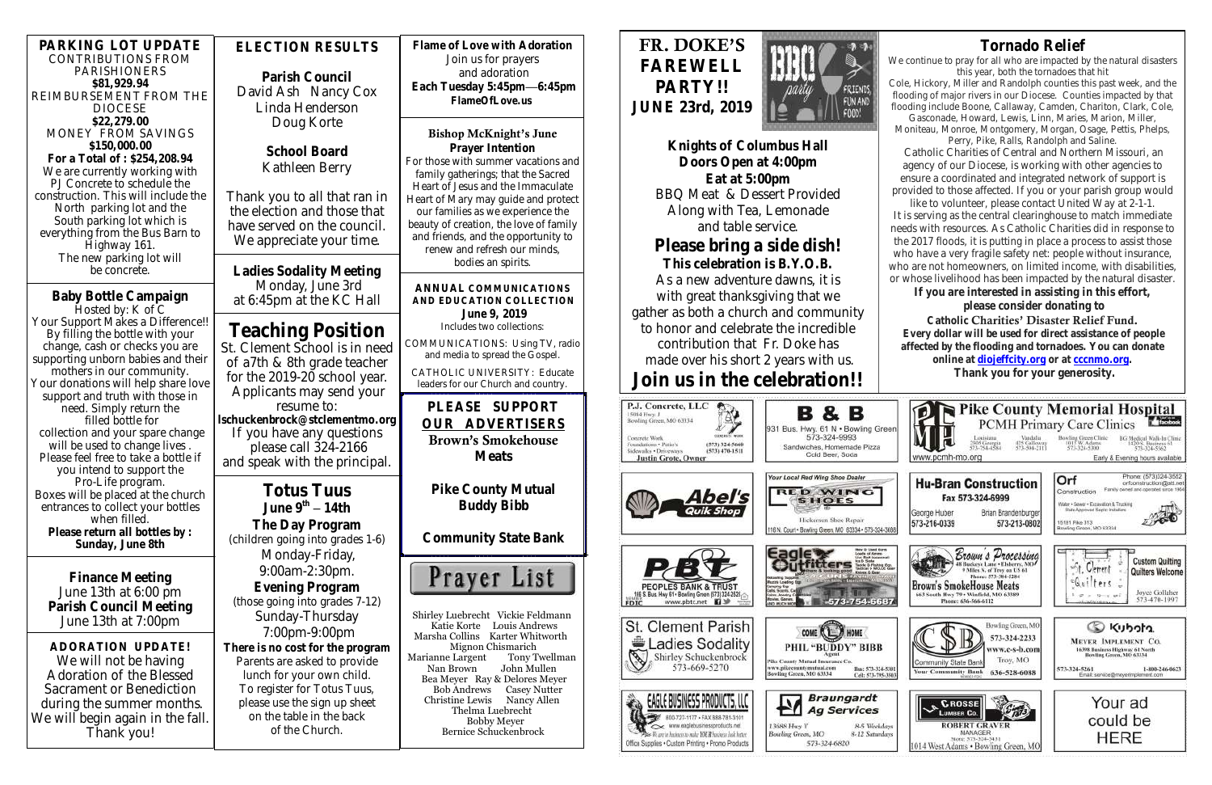## PARKING LOT UPDATE

CONTRIBUTIONS FROM PARISHIONERS
**$81,929.94**
REIMBURSEMENT FROM THE DIOCESE
**$22,279.00**
MONEY FROM SAVINGS
**$150,000.00**
**For a Total of : $254,208.94**

We are currently working with PJ Concrete to schedule the construction. This will include the North parking lot and the South parking lot which is everything from the Bus Barn to Highway 161. The new parking lot will be concrete.

## Baby Bottle Campaign

Hosted by: K of C

Your Support Makes a Difference!! By filling the bottle with your change, cash or checks you are supporting unborn babies and their mothers in our community. Your donations will help share love support and truth with those in need. Simply return the filled bottle for collection and your spare change will be used to change lives . Please feel free to take a bottle if you intend to support the Pro-Life program. Boxes will be placed at the church entrances to collect your bottles when filled.

**Please return all bottles by : Sunday, June 8th**

**Finance Meeting**
June 13th at 6:00 pm
**Parish Council Meeting**
June 13th at 7:00pm

## ADORATION UPDATE!

We will not be having Adoration of the Blessed Sacrament or Benediction during the summer months. We will begin again in the fall. Thank you!

## ELECTION RESULTS

**Parish Council**
David Ash Nancy Cox
Linda Henderson
Doug Korte

**School Board**
Kathleen Berry

Thank you to all that ran in the election and those that have served on the council. We appreciate your time.

## Ladies Sodality Meeting

Monday, June 3rd at 6:45pm at the KC Hall

## Teaching Position

St. Clement School is in need of a7th & 8th grade teacher for the 2019-20 school year. Applicants may send your resume to: **lschuckenbrock@stclementmo.org**
If you have any questions please call 324-2166 and speak with the principal.

## Totus Tuus

**June 9th – 14th**

**The Day Program**
(children going into grades 1-6)
Monday-Friday,
9:00am-2:30pm.

**Evening Program**
(those going into grades 7-12)
Sunday-Thursday
7:00pm-9:00pm

**There is no cost for the program**
Parents are asked to provide lunch for your own child.
To register for Totus Tuus, please use the sign up sheet on the table in the back of the Church.

## Flame of Love with Adoration

Join us for prayers and adoration
**Each Tuesday 5:45pm—6:45pm**
**FlameOfLove.us**

## Bishop McKnight's June Prayer Intention

For those with summer vacations and family gatherings; that the Sacred Heart of Jesus and the Immaculate Heart of Mary may guide and protect our families as we experience the beauty of creation, the love of family and friends, and the opportunity to renew and refresh our minds, bodies an spirits.

## ANNUAL COMMUNICATIONS AND EDUCATION COLLECTION

**June 9, 2019**
Includes two collections:

COMMUNICATIONS: Using TV, radio and media to spread the Gospel.

CATHOLIC UNIVERSITY: Educate leaders for our Church and country.

## PLEASE SUPPORT OUR ADVERTISERS

**Brown's Smokehouse Meats**

**Pike County Mutual Buddy Bibb**

**Community State Bank**

## Prayer List

Shirley Luebrecht Vickie Feldmann
Katie Korte Louis Andrews
Marsha Collins Karter Whitworth
Mignon Chismarich
Marianne Largent Tony Twellman
Nan Brown John Mullen
Bea Meyer Ray & Delores Meyer
Bob Andrews Casey Nutter
Christine Lewis Nancy Allen
Thelma Luebrecht
Bobby Meyer
Bernice Schuckenbrock

## FR. DOKE'S FAREWELL PARTY!! JUNE 23rd, 2019

**Knights of Columbus Hall**
**Doors Open at 4:00pm**
**Eat at 5:00pm**
BBQ Meat & Dessert Provided
Along with Tea, Lemonade and table service.

**Please bring a side dish!**
**This celebration is B.Y.O.B.**

As a new adventure dawns, it is with great thanksgiving that we gather as both a church and community to honor and celebrate the incredible contribution that Fr. Doke has made over his short 2 years with us.

**Join us in the celebration!!**

## Tornado Relief

We continue to pray for all who are impacted by the natural disasters this year, both the tornadoes that hit Cole, Hickory, Miller and Randolph counties this past week, and the flooding of major rivers in our Diocese. Counties impacted by that flooding include Boone, Callaway, Camden, Chariton, Clark, Cole, Gasconade, Howard, Lewis, Linn, Maries, Marion, Miller, Moniteau, Monroe, Montgomery, Morgan, Osage, Pettis, Phelps, Perry, Pike, Ralls, Randolph and Saline.

Catholic Charities of Central and Northern Missouri, an agency of our Diocese, is working with other agencies to ensure a coordinated and integrated network of support is provided to those affected. If you or your parish group would like to volunteer, please contact United Way at 2-1-1. It is serving as the central clearinghouse to match immediate needs with resources. As Catholic Charities did in response to the 2017 floods, it is putting in place a process to assist those who have a very fragile safety net: people without insurance, who are not homeowners, on limited income, with disabilities, or whose livelihood has been impacted by the natural disaster.

**If you are interested in assisting in this effort, please consider donating to Catholic Charities' Disaster Relief Fund. Every dollar will be used for direct assistance of people affected by the flooding and tornadoes. You can donate online at diojeffcity.org or at cccnmo.org. Thank you for your generosity.**

P.J. Concrete, LLC
15084 Hwy. J
Bowling Green, MO 63334
Concrete Work
Foundations • Patio's
Sidewalks • Driveways
(573) 324-5660
(573) 470-1511
Justin Grote, Owner

B & B
931 Bus. Hwy. 61 N • Bowling Green
573-324-9993
Sandwiches, Homemade Pizza
Cold Beer, Soda

Pike County Memorial Hospital
PCMH Primary Care Clinics
www.pcmh-mo.org
Early & Evening hours available

Abel's Quik Shop

Your Local Red Wing Shoe Dealer
RED WING SHOES
Hickerson Shoe Repair
116 N. Court • Bowling Green, MO 63334 • 573-324-3408

Hu-Bran Construction
Fax 573-324-6999
George Huber 573-216-0339
Brian Brandenburger 573-213-0802

Orf Construction
Phone: (573)324-3552
Family owned and operated since 1964
Water • Sewer • Excavation & Trucking
State Approved Septic Installer
15191 Pike 313
Bowling Green, MO 63334

PEOPLES BANK & TRUST
116 S. Bus. Hwy 61 • Bowling Green (573) 324-2525
www.pbtc.net

Eagle Outfitters
573-754-6687

Brown's Processing
Brown's SmokeHouse Meats
Phone: 636-566-6112

St. Clement Quilters
Custom Quilting
Quilters Welcome
Joyce Gollaher
573-470-1997

St. Clement Parish
Ladies Sodality
Shirley Schuckenbrock
573-669-5270

COME HOME
PHIL "BUDDY" BIBB
Agent
Pike County Mutual Insurance Co.
Bowling Green, MO 63334
Bus: 573-324-5101
Cell: 573-795-3503

Community State Bank
Bowling Green, MO
573-324-2233
www.c-s-b.com
Troy, MO
636-528-6088
Your Community Bank

Kubota
MEYER IMPLEMENT CO.
16398 Business Highway 61 North
Bowling Green, MO 63334
573-324-5261
1-800-246-0623
Email: service@meyerimplement.com

EAGLE BUSINESS PRODUCTS, LLC
800-727-1177 • FAX 888-781-3101
www.eaglebusinessproducts.net
Office Supplies • Custom Printing • Promo Products

Braungardt Ag Services
13688 Hwy Y
Bowling Green, MO
573-324-6820
8-5 Weekdays
8-12 Saturdays

CROSSE LUMBER CO.
ROBERT GRAVER
MANAGER
1014 West Adams • Bowling Green, MO

Your ad could be HERE